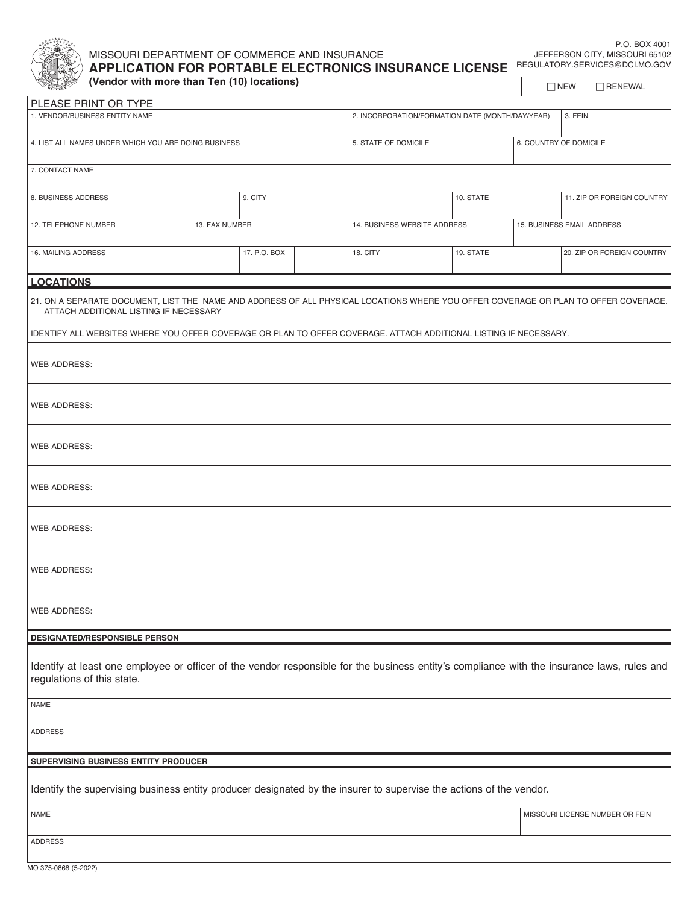MISSOURI DEPARTMENT OF COMMERCE AND INSURANCE

# APPLICATION FOR PORTABLE ELECTRONICS INSURANCE LICENSE

**(Vendor with more than Ten (10) locations)**

P.O. BOX 4001
JEFFERSON CITY, MISSOURI 65102
REGULATORY.SERVICES@DCI.MO.GOV

☐ NEW ☐ RENEWAL

PLEASE PRINT OR TYPE

| 1. VENDOR/BUSINESS ENTITY NAME | 2. INCORPORATION/FORMATION DATE (MONTH/DAY/YEAR) | 3. FEIN |
|---|---|---|
| | | |

| 4. LIST ALL NAMES UNDER WHICH YOU ARE DOING BUSINESS | 5. STATE OF DOMICILE | 6. COUNTRY OF DOMICILE |
|---|---|---|
| | | |

| 7. CONTACT NAME |
|---|
| |

| 8. BUSINESS ADDRESS | 9. CITY | 10. STATE | 11. ZIP OR FOREIGN COUNTRY |
|---|---|---|---|
| | | | |

| 12. TELEPHONE NUMBER | 13. FAX NUMBER | 14. BUSINESS WEBSITE ADDRESS | 15. BUSINESS EMAIL ADDRESS |
|---|---|---|---|
| | | | |

| 16. MAILING ADDRESS | 17. P.O. BOX | 18. CITY | 19. STATE | 20. ZIP OR FOREIGN COUNTRY |
|---|---|---|---|---|
| | | | | |

## LOCATIONS

21. ON A SEPARATE DOCUMENT, LIST THE NAME AND ADDRESS OF ALL PHYSICAL LOCATIONS WHERE YOU OFFER COVERAGE OR PLAN TO OFFER COVERAGE. ATTACH ADDITIONAL LISTING IF NECESSARY

IDENTIFY ALL WEBSITES WHERE YOU OFFER COVERAGE OR PLAN TO OFFER COVERAGE. ATTACH ADDITIONAL LISTING IF NECESSARY.

WEB ADDRESS:

WEB ADDRESS:

WEB ADDRESS:

WEB ADDRESS:

WEB ADDRESS:

WEB ADDRESS:

WEB ADDRESS:

## DESIGNATED/RESPONSIBLE PERSON

Identify at least one employee or officer of the vendor responsible for the business entity's compliance with the insurance laws, rules and regulations of this state.

NAME

ADDRESS

## SUPERVISING BUSINESS ENTITY PRODUCER

Identify the supervising business entity producer designated by the insurer to supervise the actions of the vendor.

| NAME | MISSOURI LICENSE NUMBER OR FEIN |
|---|---|
| | |

ADDRESS

MO 375-0868 (5-2022)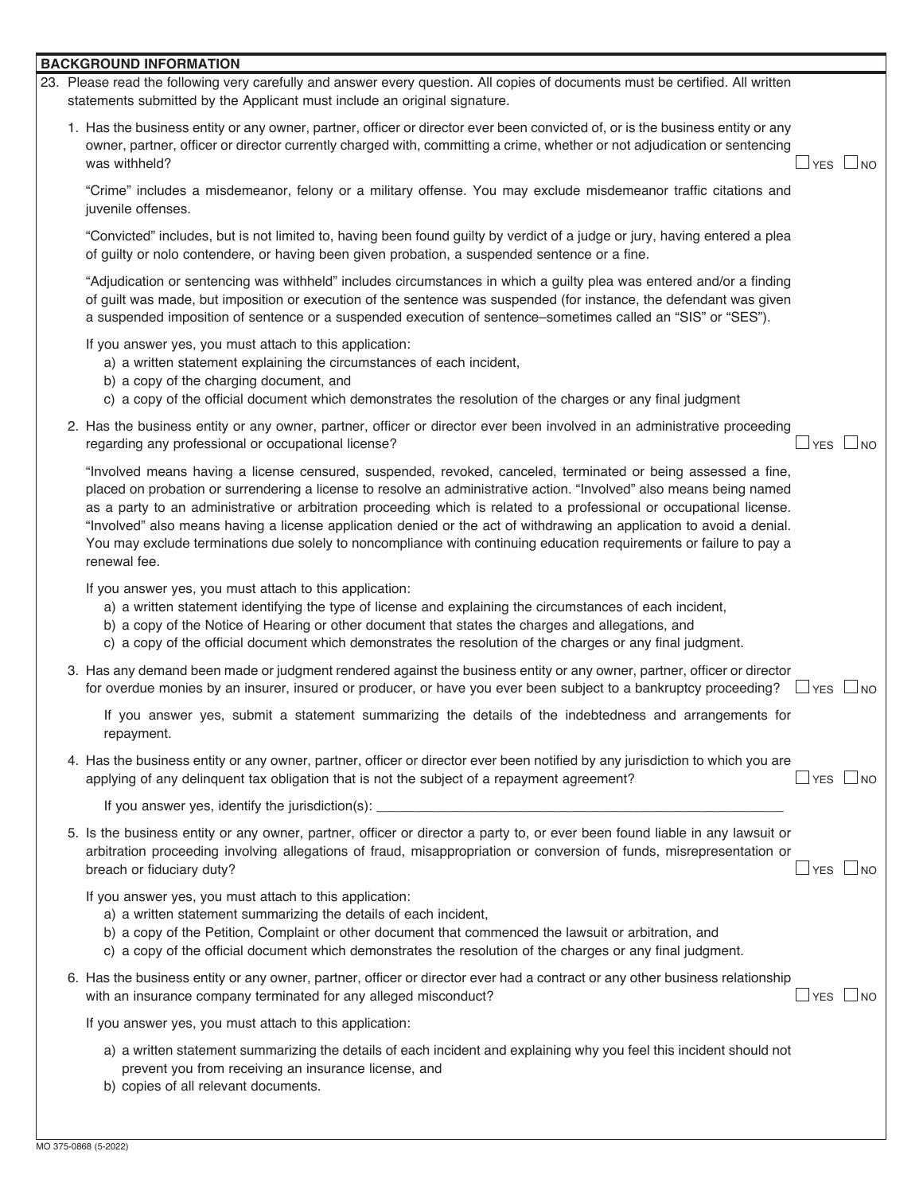## BACKGROUND INFORMATION

23. Please read the following very carefully and answer every question. All copies of documents must be certified. All written statements submitted by the Applicant must include an original signature.

1. Has the business entity or any owner, partner, officer or director ever been convicted of, or is the business entity or any owner, partner, officer or director currently charged with, committing a crime, whether or not adjudication or sentencing was withheld? ☐ YES ☐ NO

   "Crime" includes a misdemeanor, felony or a military offense. You may exclude misdemeanor traffic citations and juvenile offenses.

   "Convicted" includes, but is not limited to, having been found guilty by verdict of a judge or jury, having entered a plea of guilty or nolo contendere, or having been given probation, a suspended sentence or a fine.

   "Adjudication or sentencing was withheld" includes circumstances in which a guilty plea was entered and/or a finding of guilt was made, but imposition or execution of the sentence was suspended (for instance, the defendant was given a suspended imposition of sentence or a suspended execution of sentence–sometimes called an "SIS" or "SES").

   If you answer yes, you must attach to this application:
   a) a written statement explaining the circumstances of each incident,
   b) a copy of the charging document, and
   c) a copy of the official document which demonstrates the resolution of the charges or any final judgment

2. Has the business entity or any owner, partner, officer or director ever been involved in an administrative proceeding regarding any professional or occupational license? ☐ YES ☐ NO

   "Involved means having a license censured, suspended, revoked, canceled, terminated or being assessed a fine, placed on probation or surrendering a license to resolve an administrative action. "Involved" also means being named as a party to an administrative or arbitration proceeding which is related to a professional or occupational license. "Involved" also means having a license application denied or the act of withdrawing an application to avoid a denial. You may exclude terminations due solely to noncompliance with continuing education requirements or failure to pay a renewal fee.

   If you answer yes, you must attach to this application:
   a) a written statement identifying the type of license and explaining the circumstances of each incident,
   b) a copy of the Notice of Hearing or other document that states the charges and allegations, and
   c) a copy of the official document which demonstrates the resolution of the charges or any final judgment.

3. Has any demand been made or judgment rendered against the business entity or any owner, partner, officer or director for overdue monies by an insurer, insured or producer, or have you ever been subject to a bankruptcy proceeding? ☐ YES ☐ NO

   If you answer yes, submit a statement summarizing the details of the indebtedness and arrangements for repayment.

4. Has the business entity or any owner, partner, officer or director ever been notified by any jurisdiction to which you are applying of any delinquent tax obligation that is not the subject of a repayment agreement? ☐ YES ☐ NO

   If you answer yes, identify the jurisdiction(s): ______________________________

5. Is the business entity or any owner, partner, officer or director a party to, or ever been found liable in any lawsuit or arbitration proceeding involving allegations of fraud, misappropriation or conversion of funds, misrepresentation or breach or fiduciary duty? ☐ YES ☐ NO

   If you answer yes, you must attach to this application:
   a) a written statement summarizing the details of each incident,
   b) a copy of the Petition, Complaint or other document that commenced the lawsuit or arbitration, and
   c) a copy of the official document which demonstrates the resolution of the charges or any final judgment.

6. Has the business entity or any owner, partner, officer or director ever had a contract or any other business relationship with an insurance company terminated for any alleged misconduct? ☐ YES ☐ NO

   If you answer yes, you must attach to this application:

   a) a written statement summarizing the details of each incident and explaining why you feel this incident should not prevent you from receiving an insurance license, and
   b) copies of all relevant documents.

MO 375-0868 (5-2022)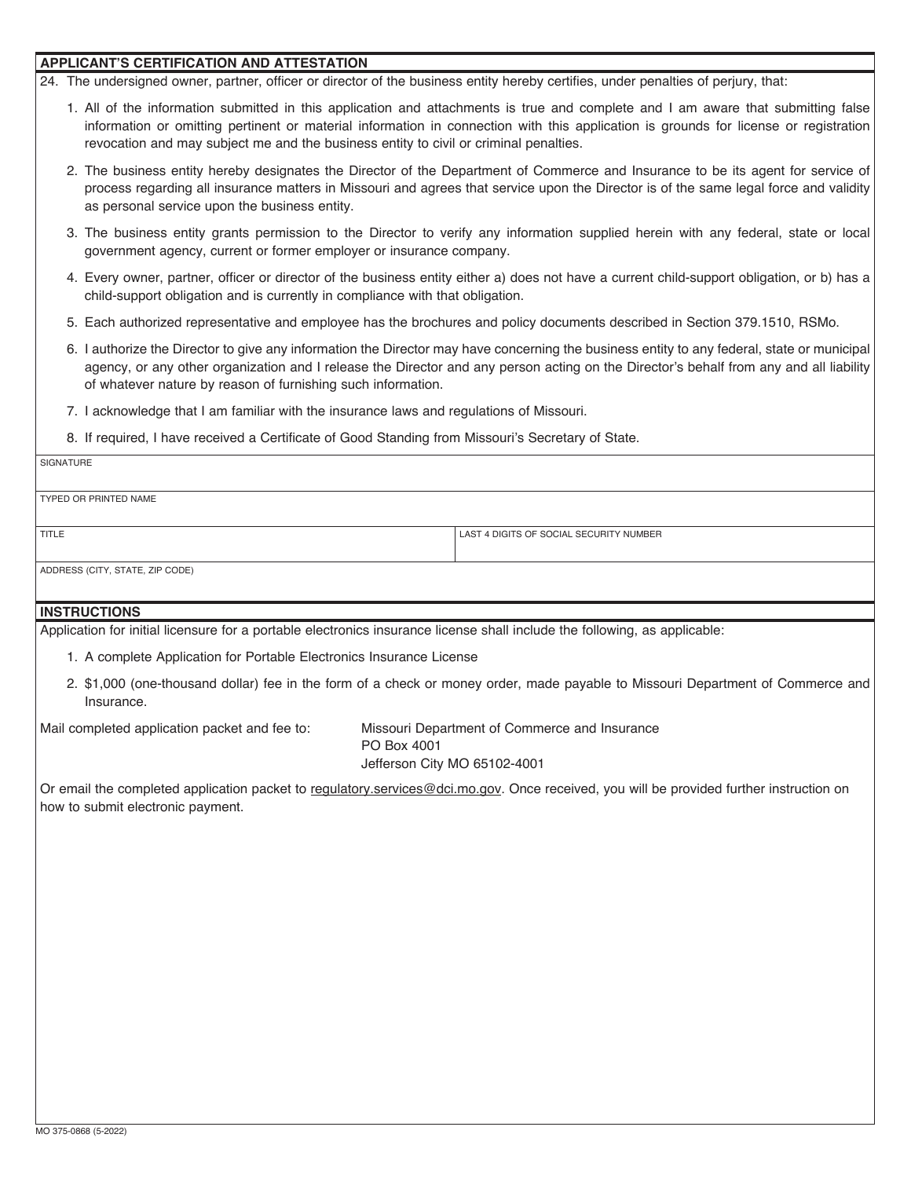## APPLICANT'S CERTIFICATION AND ATTESTATION

24. The undersigned owner, partner, officer or director of the business entity hereby certifies, under penalties of perjury, that:

    1. All of the information submitted in this application and attachments is true and complete and I am aware that submitting false information or omitting pertinent or material information in connection with this application is grounds for license or registration revocation and may subject me and the business entity to civil or criminal penalties.
    2. The business entity hereby designates the Director of the Department of Commerce and Insurance to be its agent for service of process regarding all insurance matters in Missouri and agrees that service upon the Director is of the same legal force and validity as personal service upon the business entity.
    3. The business entity grants permission to the Director to verify any information supplied herein with any federal, state or local government agency, current or former employer or insurance company.
    4. Every owner, partner, officer or director of the business entity either a) does not have a current child-support obligation, or b) has a child-support obligation and is currently in compliance with that obligation.
    5. Each authorized representative and employee has the brochures and policy documents described in Section 379.1510, RSMo.
    6. I authorize the Director to give any information the Director may have concerning the business entity to any federal, state or municipal agency, or any other organization and I release the Director and any person acting on the Director's behalf from any and all liability of whatever nature by reason of furnishing such information.
    7. I acknowledge that I am familiar with the insurance laws and regulations of Missouri.
    8. If required, I have received a Certificate of Good Standing from Missouri's Secretary of State.

| | |
|---|---|
| SIGNATURE | |
| TYPED OR PRINTED NAME | |
| TITLE | LAST 4 DIGITS OF SOCIAL SECURITY NUMBER |
| ADDRESS (CITY, STATE, ZIP CODE) | |

## INSTRUCTIONS

Application for initial licensure for a portable electronics insurance license shall include the following, as applicable:

1. A complete Application for Portable Electronics Insurance License
2. $1,000 (one-thousand dollar) fee in the form of a check or money order, made payable to Missouri Department of Commerce and Insurance.

Mail completed application packet and fee to:

Missouri Department of Commerce and Insurance
PO Box 4001
Jefferson City MO 65102-4001

Or email the completed application packet to regulatory.services@dci.mo.gov. Once received, you will be provided further instruction on how to submit electronic payment.

MO 375-0868 (5-2022)